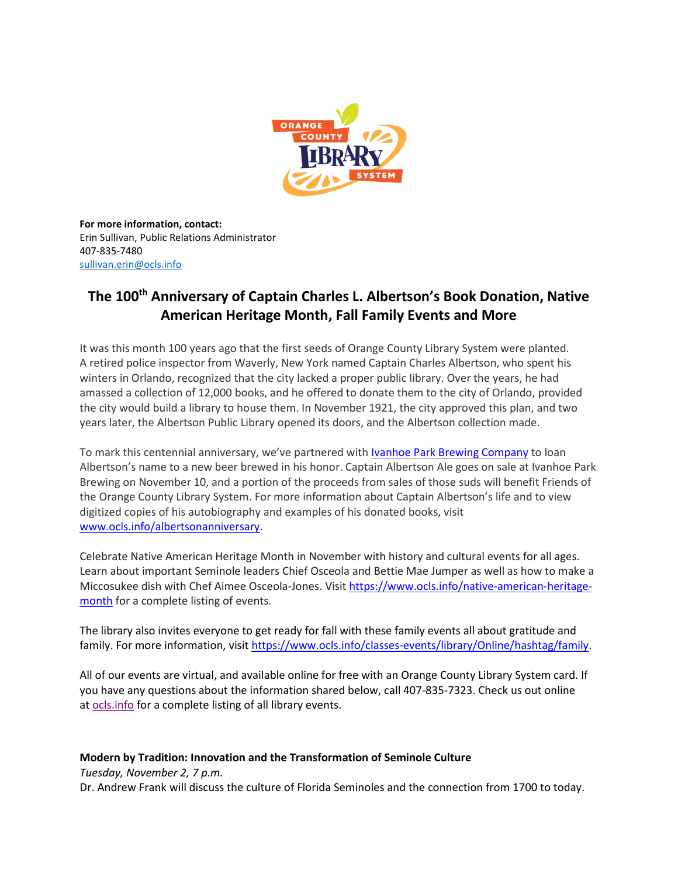**For more information, contact:**
Erin Sullivan, Public Relations Administrator
407-835-7480
sullivan.erin@ocls.info

# The 100th Anniversary of Captain Charles L. Albertson's Book Donation, Native American Heritage Month, Fall Family Events and More

It was this month 100 years ago that the first seeds of Orange County Library System were planted. A retired police inspector from Waverly, New York named Captain Charles Albertson, who spent his winters in Orlando, recognized that the city lacked a proper public library. Over the years, he had amassed a collection of 12,000 books, and he offered to donate them to the city of Orlando, provided the city would build a library to house them. In November 1921, the city approved this plan, and two years later, the Albertson Public Library opened its doors, and the Albertson collection made.

To mark this centennial anniversary, we've partnered with Ivanhoe Park Brewing Company to loan Albertson's name to a new beer brewed in his honor. Captain Albertson Ale goes on sale at Ivanhoe Park Brewing on November 10, and a portion of the proceeds from sales of those suds will benefit Friends of the Orange County Library System. For more information about Captain Albertson's life and to view digitized copies of his autobiography and examples of his donated books, visit www.ocls.info/albertsonanniversary.

Celebrate Native American Heritage Month in November with history and cultural events for all ages. Learn about important Seminole leaders Chief Osceola and Bettie Mae Jumper as well as how to make a Miccosukee dish with Chef Aimee Osceola-Jones. Visit https://www.ocls.info/native-american-heritage-month for a complete listing of events.

The library also invites everyone to get ready for fall with these family events all about gratitude and family. For more information, visit https://www.ocls.info/classes-events/library/Online/hashtag/family.

All of our events are virtual, and available online for free with an Orange County Library System card. If you have any questions about the information shared below, call 407-835-7323. Check us out online at ocls.info for a complete listing of all library events.

**Modern by Tradition: Innovation and the Transformation of Seminole Culture**
*Tuesday, November 2, 7 p.m.*
Dr. Andrew Frank will discuss the culture of Florida Seminoles and the connection from 1700 to today.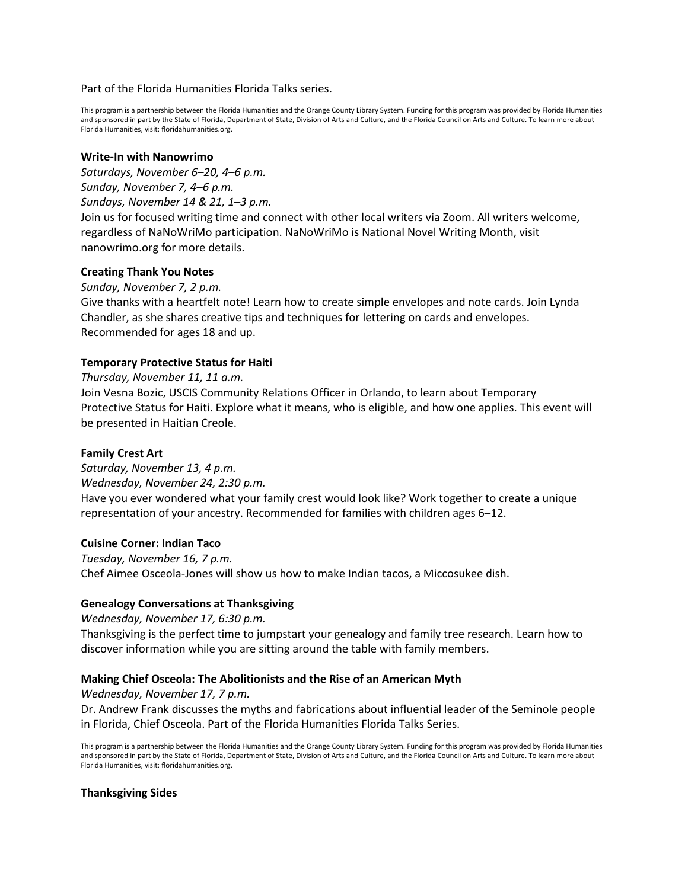Part of the Florida Humanities Florida Talks series.

This program is a partnership between the Florida Humanities and the Orange County Library System. Funding for this program was provided by Florida Humanities and sponsored in part by the State of Florida, Department of State, Division of Arts and Culture, and the Florida Council on Arts and Culture. To learn more about Florida Humanities, visit: floridahumanities.org.

**Write-In with Nanowrimo**

*Saturdays, November 6–20, 4–6 p.m.*
*Sunday, November 7, 4–6 p.m.*
*Sundays, November 14 & 21, 1–3 p.m.*
Join us for focused writing time and connect with other local writers via Zoom. All writers welcome, regardless of NaNoWriMo participation. NaNoWriMo is National Novel Writing Month, visit nanowrimo.org for more details.

**Creating Thank You Notes**

*Sunday, November 7, 2 p.m.*
Give thanks with a heartfelt note! Learn how to create simple envelopes and note cards. Join Lynda Chandler, as she shares creative tips and techniques for lettering on cards and envelopes. Recommended for ages 18 and up.

**Temporary Protective Status for Haiti**

*Thursday, November 11, 11 a.m.*
Join Vesna Bozic, USCIS Community Relations Officer in Orlando, to learn about Temporary Protective Status for Haiti. Explore what it means, who is eligible, and how one applies. This event will be presented in Haitian Creole.

**Family Crest Art**

*Saturday, November 13, 4 p.m.*
*Wednesday, November 24, 2:30 p.m.*
Have you ever wondered what your family crest would look like? Work together to create a unique representation of your ancestry. Recommended for families with children ages 6–12.

**Cuisine Corner: Indian Taco**

*Tuesday, November 16, 7 p.m.*
Chef Aimee Osceola-Jones will show us how to make Indian tacos, a Miccosukee dish.

**Genealogy Conversations at Thanksgiving**

*Wednesday, November 17, 6:30 p.m.*
Thanksgiving is the perfect time to jumpstart your genealogy and family tree research. Learn how to discover information while you are sitting around the table with family members.

**Making Chief Osceola: The Abolitionists and the Rise of an American Myth**

*Wednesday, November 17, 7 p.m.*
Dr. Andrew Frank discusses the myths and fabrications about influential leader of the Seminole people in Florida, Chief Osceola. Part of the Florida Humanities Florida Talks Series.

This program is a partnership between the Florida Humanities and the Orange County Library System. Funding for this program was provided by Florida Humanities and sponsored in part by the State of Florida, Department of State, Division of Arts and Culture, and the Florida Council on Arts and Culture. To learn more about Florida Humanities, visit: floridahumanities.org.

**Thanksgiving Sides**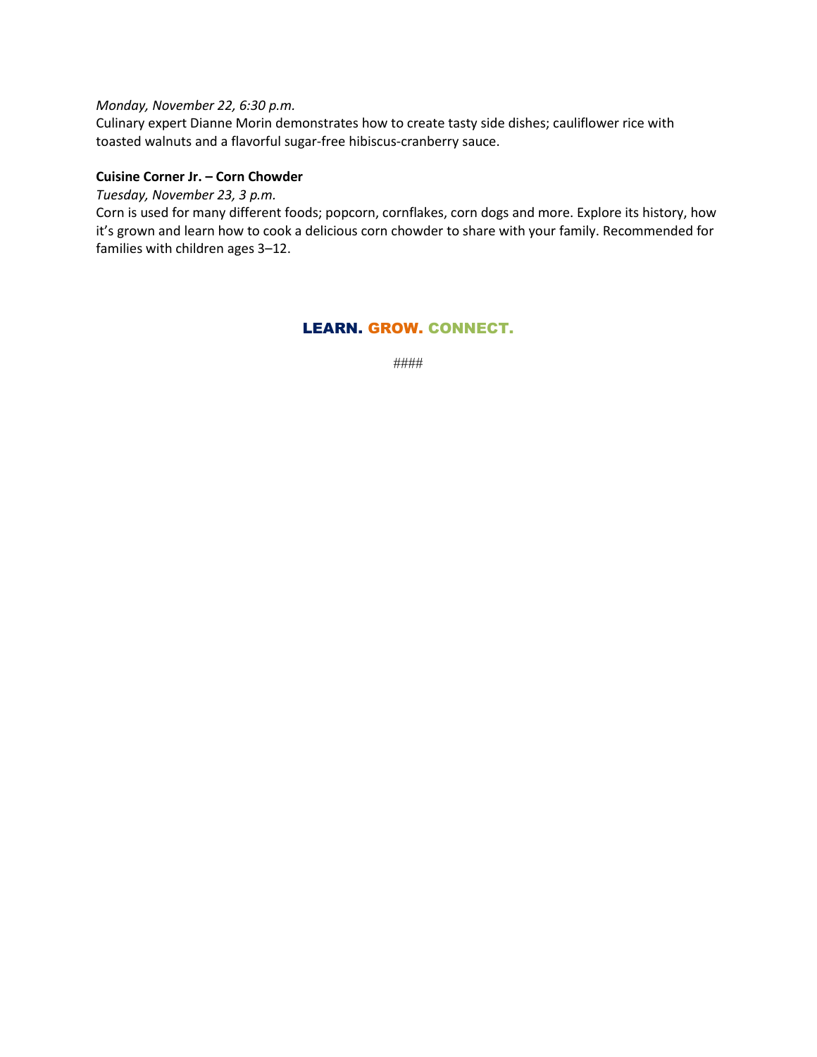*Monday, November 22, 6:30 p.m.*
Culinary expert Dianne Morin demonstrates how to create tasty side dishes; cauliflower rice with toasted walnuts and a flavorful sugar-free hibiscus-cranberry sauce.

**Cuisine Corner Jr. – Corn Chowder**
*Tuesday, November 23, 3 p.m.*
Corn is used for many different foods; popcorn, cornflakes, corn dogs and more. Explore its history, how it's grown and learn how to cook a delicious corn chowder to share with your family. Recommended for families with children ages 3–12.

**LEARN. GROW. CONNECT.**

####